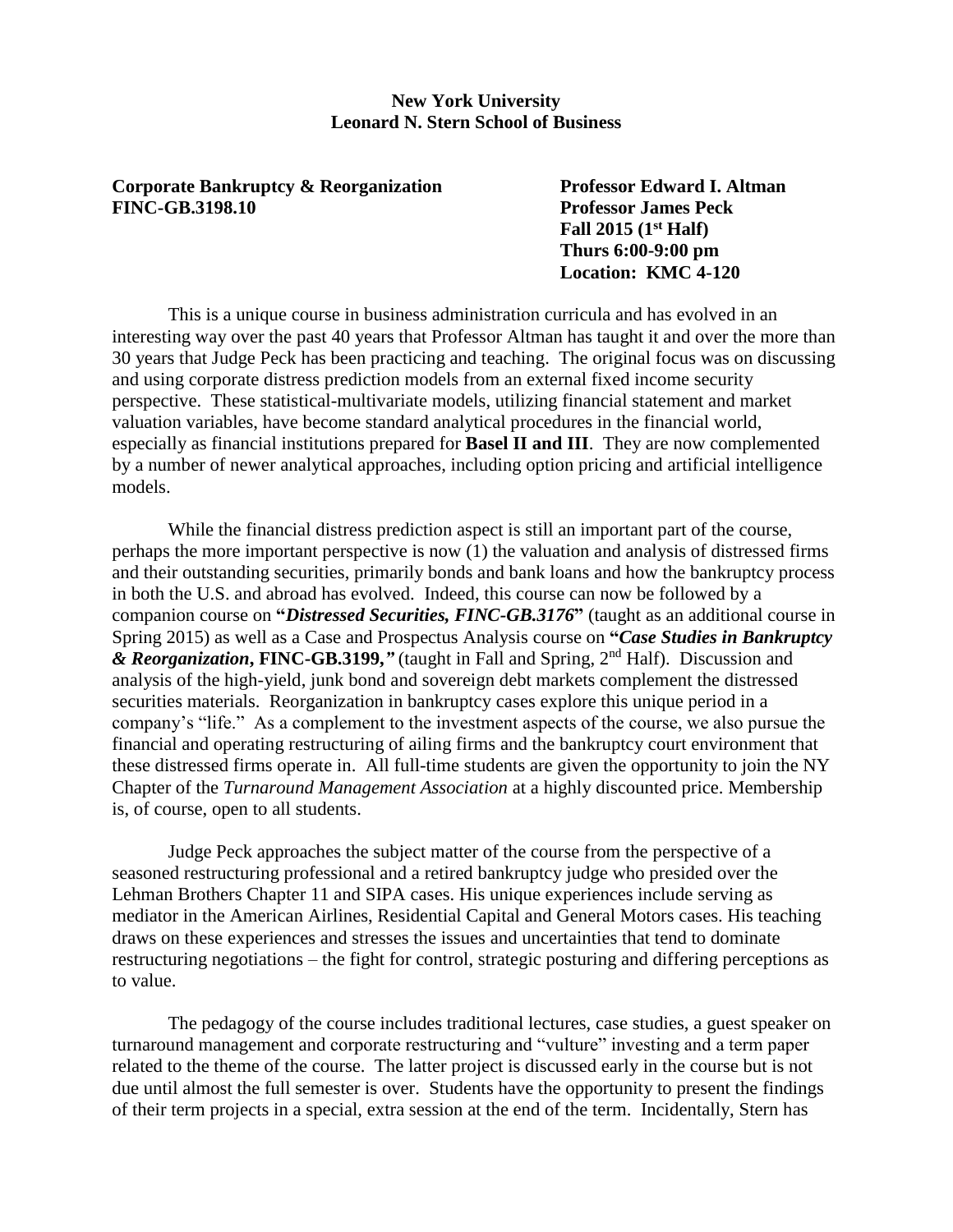**New York University**
**Leonard N. Stern School of Business**

**Corporate Bankruptcy & Reorganization**
**FINC-GB.3198.10**

**Professor Edward I. Altman**
**Professor James Peck**
**Fall 2015 (1st Half)**
**Thurs 6:00-9:00 pm**
**Location: KMC 4-120**

This is a unique course in business administration curricula and has evolved in an interesting way over the past 40 years that Professor Altman has taught it and over the more than 30 years that Judge Peck has been practicing and teaching. The original focus was on discussing and using corporate distress prediction models from an external fixed income security perspective. These statistical-multivariate models, utilizing financial statement and market valuation variables, have become standard analytical procedures in the financial world, especially as financial institutions prepared for **Basel II and III**. They are now complemented by a number of newer analytical approaches, including option pricing and artificial intelligence models.

While the financial distress prediction aspect is still an important part of the course, perhaps the more important perspective is now (1) the valuation and analysis of distressed firms and their outstanding securities, primarily bonds and bank loans and how the bankruptcy process in both the U.S. and abroad has evolved. Indeed, this course can now be followed by a companion course on **"*Distressed Securities, FINC-GB.3176*"** (taught as an additional course in Spring 2015) as well as a Case and Prospectus Analysis course on **"*Case Studies in Bankruptcy & Reorganization*, FINC-GB.3199,"** (taught in Fall and Spring, 2nd Half). Discussion and analysis of the high-yield, junk bond and sovereign debt markets complement the distressed securities materials. Reorganization in bankruptcy cases explore this unique period in a company's "life." As a complement to the investment aspects of the course, we also pursue the financial and operating restructuring of ailing firms and the bankruptcy court environment that these distressed firms operate in. All full-time students are given the opportunity to join the NY Chapter of the *Turnaround Management Association* at a highly discounted price. Membership is, of course, open to all students.

Judge Peck approaches the subject matter of the course from the perspective of a seasoned restructuring professional and a retired bankruptcy judge who presided over the Lehman Brothers Chapter 11 and SIPA cases. His unique experiences include serving as mediator in the American Airlines, Residential Capital and General Motors cases. His teaching draws on these experiences and stresses the issues and uncertainties that tend to dominate restructuring negotiations – the fight for control, strategic posturing and differing perceptions as to value.

The pedagogy of the course includes traditional lectures, case studies, a guest speaker on turnaround management and corporate restructuring and "vulture" investing and a term paper related to the theme of the course. The latter project is discussed early in the course but is not due until almost the full semester is over. Students have the opportunity to present the findings of their term projects in a special, extra session at the end of the term. Incidentally, Stern has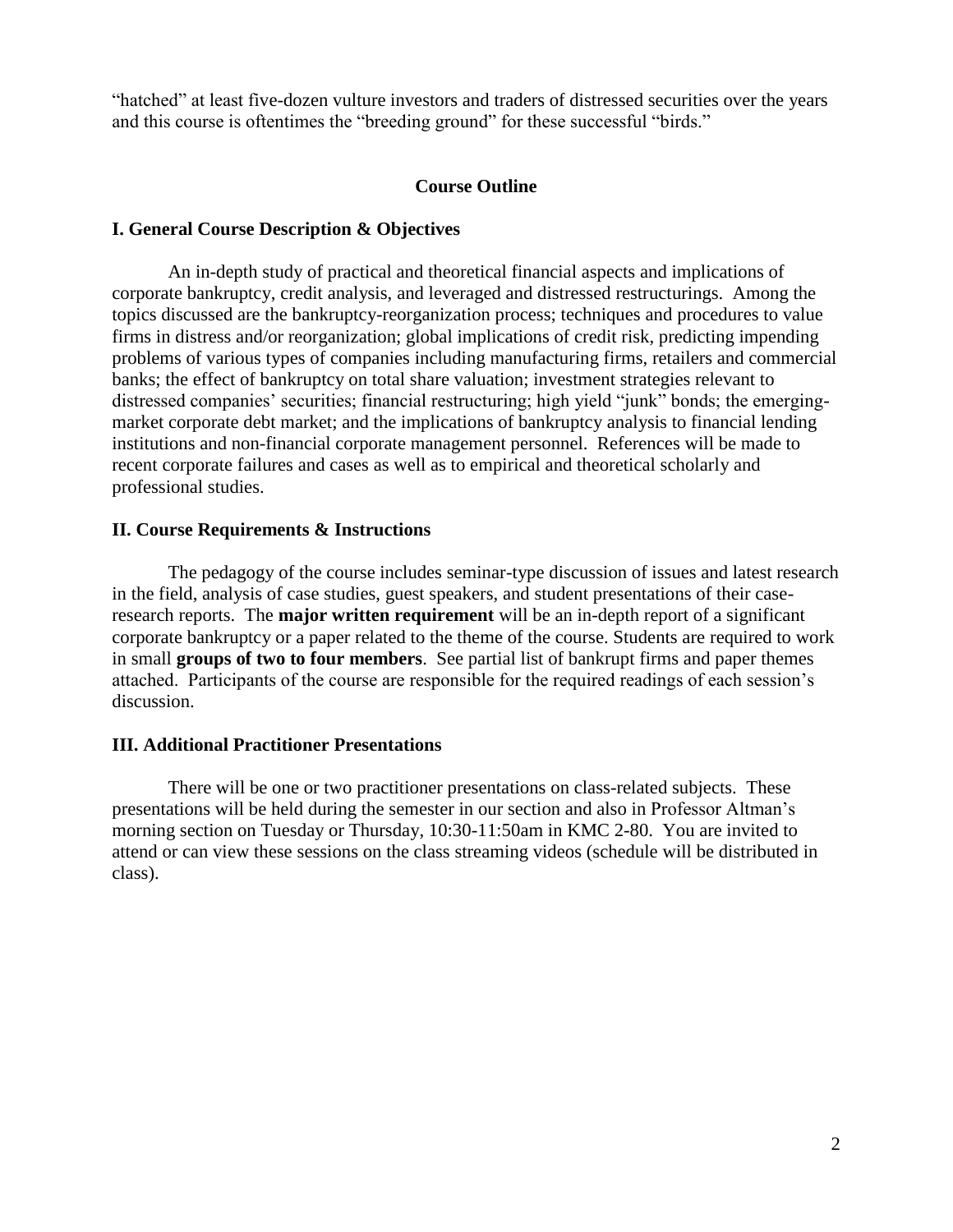"hatched" at least five-dozen vulture investors and traders of distressed securities over the years and this course is oftentimes the "breeding ground" for these successful "birds."

## Course Outline

### I. General Course Description & Objectives

An in-depth study of practical and theoretical financial aspects and implications of corporate bankruptcy, credit analysis, and leveraged and distressed restructurings. Among the topics discussed are the bankruptcy-reorganization process; techniques and procedures to value firms in distress and/or reorganization; global implications of credit risk, predicting impending problems of various types of companies including manufacturing firms, retailers and commercial banks; the effect of bankruptcy on total share valuation; investment strategies relevant to distressed companies' securities; financial restructuring; high yield "junk" bonds; the emerging-market corporate debt market; and the implications of bankruptcy analysis to financial lending institutions and non-financial corporate management personnel. References will be made to recent corporate failures and cases as well as to empirical and theoretical scholarly and professional studies.

### II. Course Requirements & Instructions

The pedagogy of the course includes seminar-type discussion of issues and latest research in the field, analysis of case studies, guest speakers, and student presentations of their case-research reports. The **major written requirement** will be an in-depth report of a significant corporate bankruptcy or a paper related to the theme of the course. Students are required to work in small **groups of two to four members**. See partial list of bankrupt firms and paper themes attached. Participants of the course are responsible for the required readings of each session's discussion.

### III. Additional Practitioner Presentations

There will be one or two practitioner presentations on class-related subjects. These presentations will be held during the semester in our section and also in Professor Altman's morning section on Tuesday or Thursday, 10:30-11:50am in KMC 2-80. You are invited to attend or can view these sessions on the class streaming videos (schedule will be distributed in class).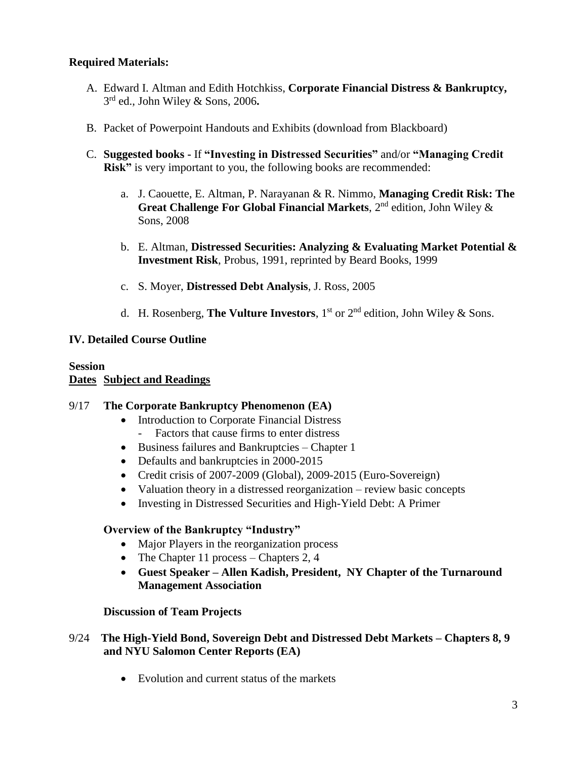**Required Materials:**

A. Edward I. Altman and Edith Hotchkiss, **Corporate Financial Distress & Bankruptcy,** 3rd ed., John Wiley & Sons, 2006**.**

B. Packet of Powerpoint Handouts and Exhibits (download from Blackboard)

C. **Suggested books -** If **"Investing in Distressed Securities"** and/or **"Managing Credit Risk"** is very important to you, the following books are recommended:

   a. J. Caouette, E. Altman, P. Narayanan & R. Nimmo, **Managing Credit Risk: The Great Challenge For Global Financial Markets**, 2nd edition, John Wiley & Sons, 2008

   b. E. Altman, **Distressed Securities: Analyzing & Evaluating Market Potential & Investment Risk**, Probus, 1991, reprinted by Beard Books, 1999

   c. S. Moyer, **Distressed Debt Analysis**, J. Ross, 2005

   d. H. Rosenberg, **The Vulture Investors**, 1st or 2nd edition, John Wiley & Sons.

## IV. Detailed Course Outline

**Session**
**<u>Dates</u>** **<u>Subject and Readings</u>**

9/17 **The Corporate Bankruptcy Phenomenon (EA)**

- Introduction to Corporate Financial Distress
  - Factors that cause firms to enter distress
- Business failures and Bankruptcies – Chapter 1
- Defaults and bankruptcies in 2000-2015
- Credit crisis of 2007-2009 (Global), 2009-2015 (Euro-Sovereign)
- Valuation theory in a distressed reorganization – review basic concepts
- Investing in Distressed Securities and High-Yield Debt: A Primer

**Overview of the Bankruptcy "Industry"**

- Major Players in the reorganization process
- The Chapter 11 process – Chapters 2, 4
- **Guest Speaker – Allen Kadish, President, NY Chapter of the Turnaround Management Association**

**Discussion of Team Projects**

9/24 **The High-Yield Bond, Sovereign Debt and Distressed Debt Markets – Chapters 8, 9 and NYU Salomon Center Reports (EA)**

- Evolution and current status of the markets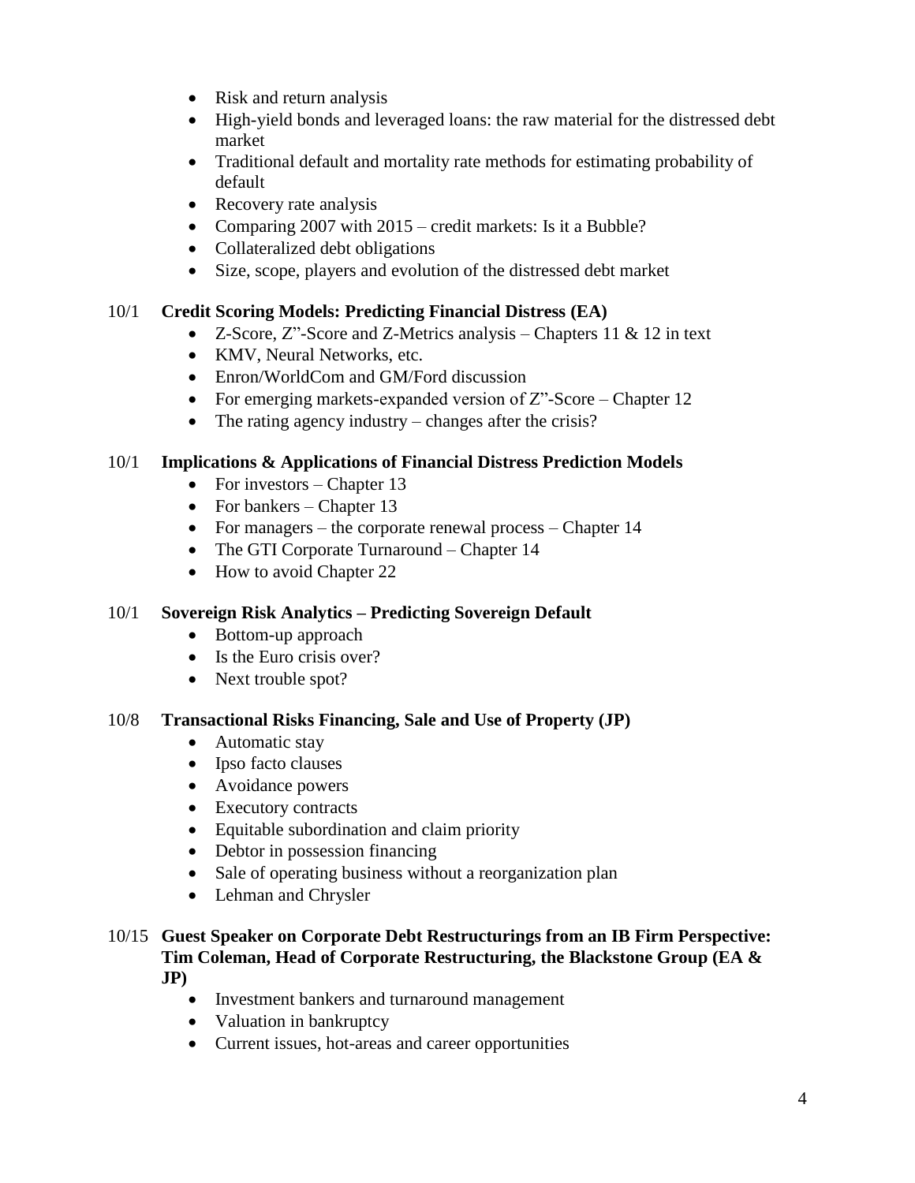- Risk and return analysis
- High-yield bonds and leveraged loans: the raw material for the distressed debt market
- Traditional default and mortality rate methods for estimating probability of default
- Recovery rate analysis
- Comparing 2007 with 2015 – credit markets: Is it a Bubble?
- Collateralized debt obligations
- Size, scope, players and evolution of the distressed debt market

10/1 **Credit Scoring Models: Predicting Financial Distress (EA)**

- Z-Score, Z"-Score and Z-Metrics analysis – Chapters 11 & 12 in text
- KMV, Neural Networks, etc.
- Enron/WorldCom and GM/Ford discussion
- For emerging markets-expanded version of Z"-Score – Chapter 12
- The rating agency industry – changes after the crisis?

10/1 **Implications & Applications of Financial Distress Prediction Models**

- For investors – Chapter 13
- For bankers – Chapter 13
- For managers – the corporate renewal process – Chapter 14
- The GTI Corporate Turnaround – Chapter 14
- How to avoid Chapter 22

10/1 **Sovereign Risk Analytics – Predicting Sovereign Default**

- Bottom-up approach
- Is the Euro crisis over?
- Next trouble spot?

10/8 **Transactional Risks Financing, Sale and Use of Property (JP)**

- Automatic stay
- Ipso facto clauses
- Avoidance powers
- Executory contracts
- Equitable subordination and claim priority
- Debtor in possession financing
- Sale of operating business without a reorganization plan
- Lehman and Chrysler

10/15 **Guest Speaker on Corporate Debt Restructurings from an IB Firm Perspective: Tim Coleman, Head of Corporate Restructuring, the Blackstone Group (EA & JP)**

- Investment bankers and turnaround management
- Valuation in bankruptcy
- Current issues, hot-areas and career opportunities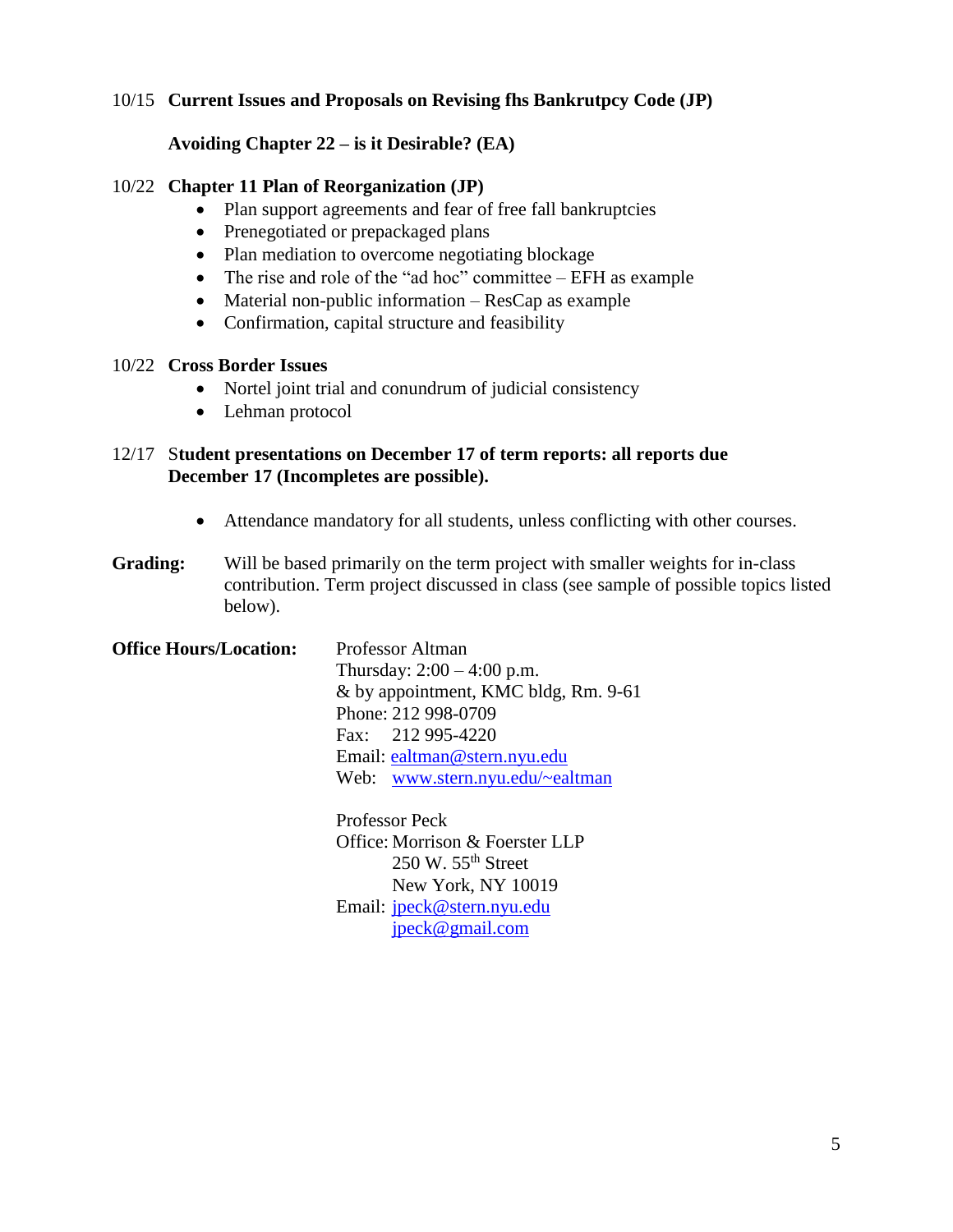10/15 **Current Issues and Proposals on Revising fhs Bankrutpcy Code (JP)**

**Avoiding Chapter 22 – is it Desirable? (EA)**

10/22 **Chapter 11 Plan of Reorganization (JP)**

- Plan support agreements and fear of free fall bankruptcies
- Prenegotiated or prepackaged plans
- Plan mediation to overcome negotiating blockage
- The rise and role of the "ad hoc" committee – EFH as example
- Material non-public information – ResCap as example
- Confirmation, capital structure and feasibility

10/22 **Cross Border Issues**

- Nortel joint trial and conundrum of judicial consistency
- Lehman protocol

12/17 S**tudent presentations on December 17 of term reports: all reports due December 17 (Incompletes are possible).**

- Attendance mandatory for all students, unless conflicting with other courses.

**Grading:** Will be based primarily on the term project with smaller weights for in-class contribution. Term project discussed in class (see sample of possible topics listed below).

**Office Hours/Location:**

Professor Altman
Thursday: 2:00 – 4:00 p.m.
& by appointment, KMC bldg, Rm. 9-61
Phone: 212 998-0709
Fax: 212 995-4220
Email: ealtman@stern.nyu.edu
Web: www.stern.nyu.edu/~ealtman

Professor Peck
Office: Morrison & Foerster LLP
250 W. 55th Street
New York, NY 10019
Email: jpeck@stern.nyu.edu
jpeck@gmail.com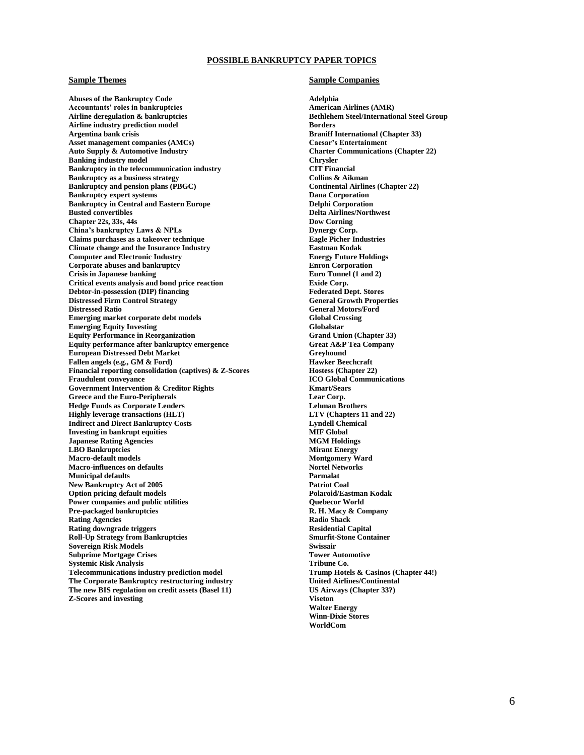## POSSIBLE BANKRUPTCY PAPER TOPICS

### Sample Themes

**Abuses of the Bankruptcy Code**
**Accountants' roles in bankruptcies**
**Airline deregulation & bankruptcies**
**Airline industry prediction model**
**Argentina bank crisis**
**Asset management companies (AMCs)**
**Auto Supply & Automotive Industry**
**Banking industry model**
**Bankruptcy in the telecommunication industry**
**Bankruptcy as a business strategy**
**Bankruptcy and pension plans (PBGC)**
**Bankruptcy expert systems**
**Bankruptcy in Central and Eastern Europe**
**Busted convertibles**
**Chapter 22s, 33s, 44s**
**China's bankruptcy Laws & NPLs**
**Claims purchases as a takeover technique**
**Climate change and the Insurance Industry**
**Computer and Electronic Industry**
**Corporate abuses and bankruptcy**
**Crisis in Japanese banking**
**Critical events analysis and bond price reaction**
**Debtor-in-possession (DIP) financing**
**Distressed Firm Control Strategy**
**Distressed Ratio**
**Emerging market corporate debt models**
**Emerging Equity Investing**
**Equity Performance in Reorganization**
**Equity performance after bankruptcy emergence**
**European Distressed Debt Market**
**Fallen angels (e.g., GM & Ford)**
**Financial reporting consolidation (captives) & Z-Scores**
**Fraudulent conveyance**
**Government Intervention & Creditor Rights**
**Greece and the Euro-Peripherals**
**Hedge Funds as Corporate Lenders**
**Highly leverage transactions (HLT)**
**Indirect and Direct Bankruptcy Costs**
**Investing in bankrupt equities**
**Japanese Rating Agencies**
**LBO Bankruptcies**
**Macro-default models**
**Macro-influences on defaults**
**Municipal defaults**
**New Bankruptcy Act of 2005**
**Option pricing default models**
**Power companies and public utilities**
**Pre-packaged bankruptcies**
**Rating Agencies**
**Rating downgrade triggers**
**Roll-Up Strategy from Bankruptcies**
**Sovereign Risk Models**
**Subprime Mortgage Crises**
**Systemic Risk Analysis**
**Telecommunications industry prediction model**
**The Corporate Bankruptcy restructuring industry**
**The new BIS regulation on credit assets (Basel 11)**
**Z-Scores and investing**

### Sample Companies

**Adelphia**
**American Airlines (AMR)**
**Bethlehem Steel/International Steel Group**
**Borders**
**Braniff International (Chapter 33)**
**Caesar's Entertainment**
**Charter Communications (Chapter 22)**
**Chrysler**
**CIT Financial**
**Collins & Aikman**
**Continental Airlines (Chapter 22)**
**Dana Corporation**
**Delphi Corporation**
**Delta Airlines/Northwest**
**Dow Corning**
**Dynergy Corp.**
**Eagle Picher Industries**
**Eastman Kodak**
**Energy Future Holdings**
**Enron Corporation**
**Euro Tunnel (1 and 2)**
**Exide Corp.**
**Federated Dept. Stores**
**General Growth Properties**
**General Motors/Ford**
**Global Crossing**
**Globalstar**
**Grand Union (Chapter 33)**
**Great A&P Tea Company**
**Greyhound**
**Hawker Beechcraft**
**Hostess (Chapter 22)**
**ICO Global Communications**
**Kmart/Sears**
**Lear Corp.**
**Lehman Brothers**
**LTV (Chapters 11 and 22)**
**Lyndell Chemical**
**MIF Global**
**MGM Holdings**
**Mirant Energy**
**Montgomery Ward**
**Nortel Networks**
**Parmalat**
**Patriot Coal**
**Polaroid/Eastman Kodak**
**Quebecor World**
**R. H. Macy & Company**
**Radio Shack**
**Residential Capital**
**Smurfit-Stone Container**
**Swissair**
**Tower Automotive**
**Tribune Co.**
**Trump Hotels & Casinos (Chapter 44!)**
**United Airlines/Continental**
**US Airways (Chapter 33?)**
**Viseton**
**Walter Energy**
**Winn-Dixie Stores**
**WorldCom**